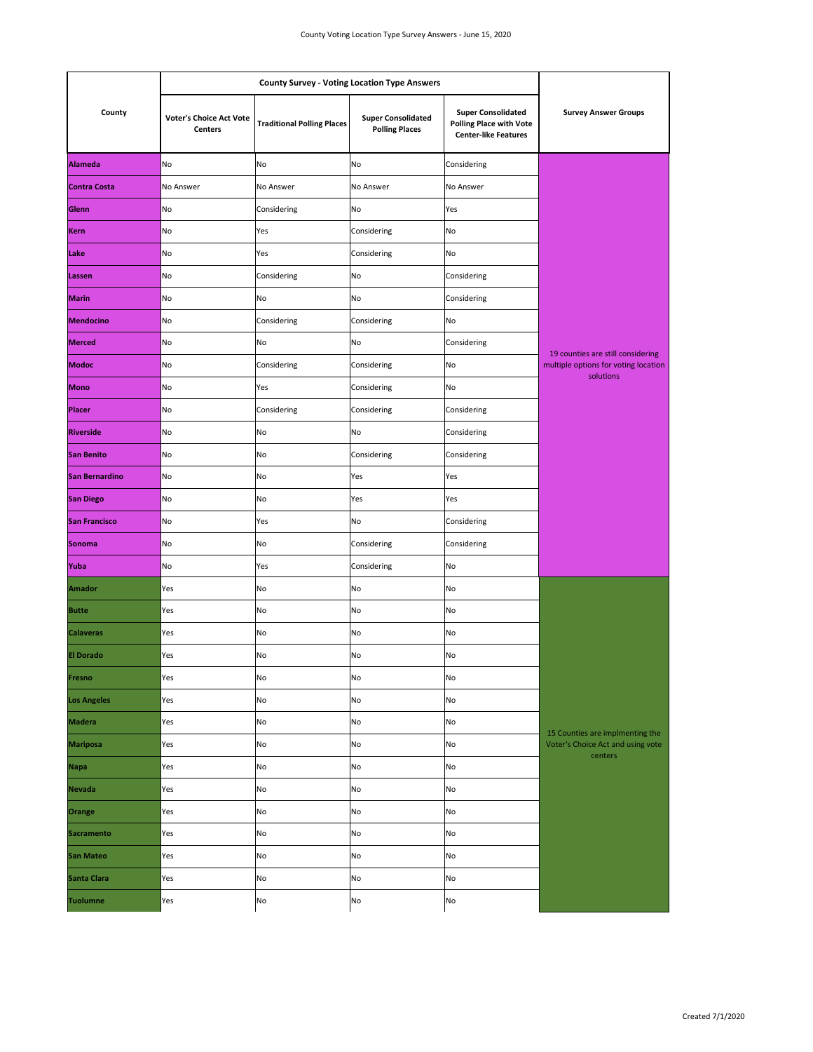# County Voting Location Type Survey Answers - June 15, 2020

| County | County Survey - Voting Location Type Answers | | | | Survey Answer Groups |
|---|---|---|---|---|---|
| | Voter's Choice Act Vote Centers | Traditional Polling Places | Super Consolidated Polling Places | Super Consolidated Polling Place with Vote Center-like Features | |
| Alameda | No | No | No | Considering | 19 counties are still considering multiple options for voting location solutions |
| Contra Costa | No Answer | No Answer | No Answer | No Answer | |
| Glenn | No | Considering | No | Yes | |
| Kern | No | Yes | Considering | No | |
| Lake | No | Yes | Considering | No | |
| Lassen | No | Considering | No | Considering | |
| Marin | No | No | No | Considering | |
| Mendocino | No | Considering | Considering | No | |
| Merced | No | No | No | Considering | |
| Modoc | No | Considering | Considering | No | |
| Mono | No | Yes | Considering | No | |
| Placer | No | Considering | Considering | Considering | |
| Riverside | No | No | No | Considering | |
| San Benito | No | No | Considering | Considering | |
| San Bernardino | No | No | Yes | Yes | |
| San Diego | No | No | Yes | Yes | |
| San Francisco | No | Yes | No | Considering | |
| Sonoma | No | No | Considering | Considering | |
| Yuba | No | Yes | Considering | No | |
| Amador | Yes | No | No | No | 15 Counties are implmenting the Voter's Choice Act and using vote centers |
| Butte | Yes | No | No | No | |
| Calaveras | Yes | No | No | No | |
| El Dorado | Yes | No | No | No | |
| Fresno | Yes | No | No | No | |
| Los Angeles | Yes | No | No | No | |
| Madera | Yes | No | No | No | |
| Mariposa | Yes | No | No | No | |
| Napa | Yes | No | No | No | |
| Nevada | Yes | No | No | No | |
| Orange | Yes | No | No | No | |
| Sacramento | Yes | No | No | No | |
| San Mateo | Yes | No | No | No | |
| Santa Clara | Yes | No | No | No | |
| Tuolumne | Yes | No | No | No | |

Created 7/1/2020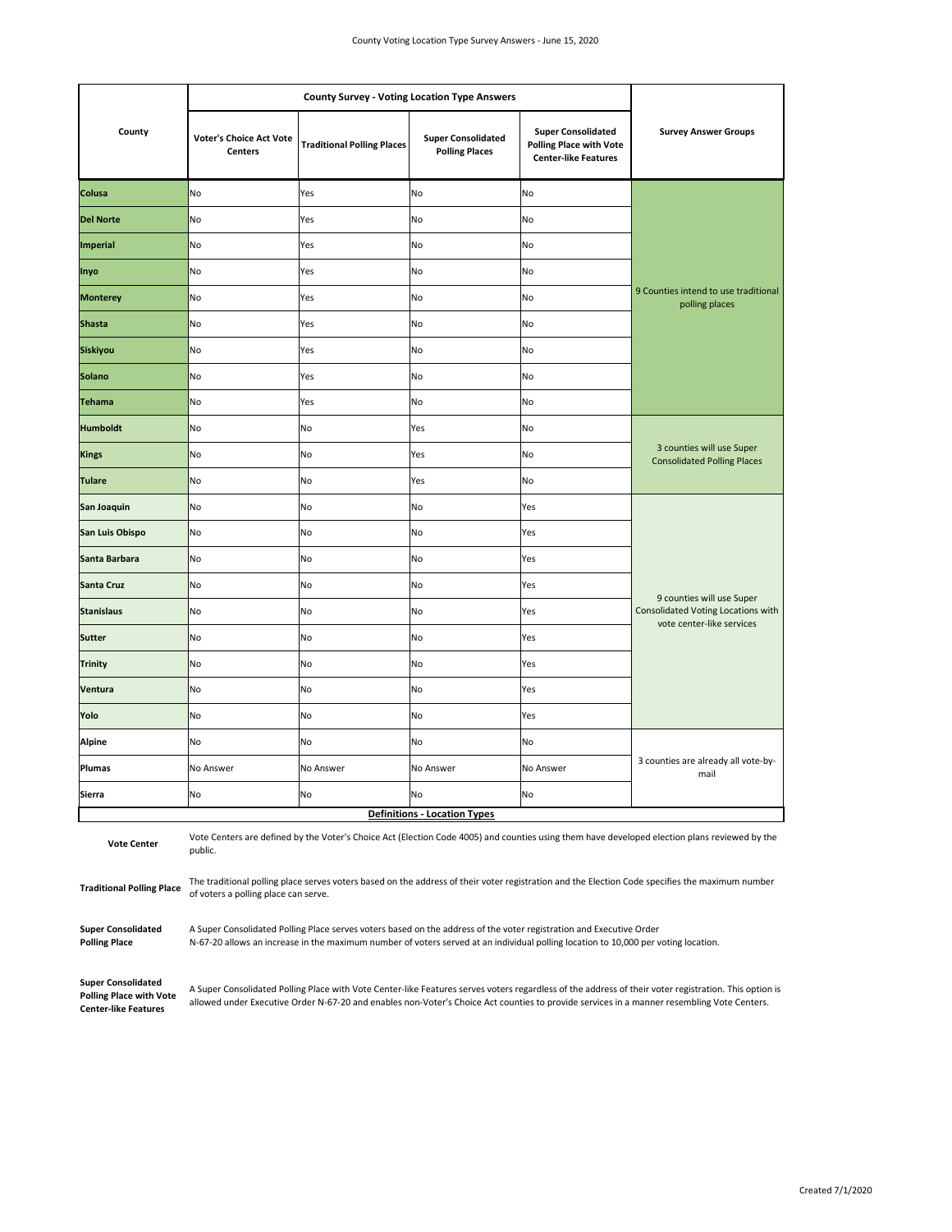County Voting Location Type Survey Answers - June 15, 2020

| County | County Survey - Voting Location Type Answers | | | | Survey Answer Groups |
|---|---|---|---|---|---|
| | Voter's Choice Act Vote Centers | Traditional Polling Places | Super Consolidated Polling Places | Super Consolidated Polling Place with Vote Center-like Features | |
| Colusa | No | Yes | No | No | 9 Counties intend to use traditional polling places |
| Del Norte | No | Yes | No | No | |
| Imperial | No | Yes | No | No | |
| Inyo | No | Yes | No | No | |
| Monterey | No | Yes | No | No | |
| Shasta | No | Yes | No | No | |
| Siskiyou | No | Yes | No | No | |
| Solano | No | Yes | No | No | |
| Tehama | No | Yes | No | No | |
| Humboldt | No | No | Yes | No | 3 counties will use Super Consolidated Polling Places |
| Kings | No | No | Yes | No | |
| Tulare | No | No | Yes | No | |
| San Joaquin | No | No | No | Yes | 9 counties will use Super Consolidated Voting Locations with vote center-like services |
| San Luis Obispo | No | No | No | Yes | |
| Santa Barbara | No | No | No | Yes | |
| Santa Cruz | No | No | No | Yes | |
| Stanislaus | No | No | No | Yes | |
| Sutter | No | No | No | Yes | |
| Trinity | No | No | No | Yes | |
| Ventura | No | No | No | Yes | |
| Yolo | No | No | No | Yes | |
| Alpine | No | No | No | No | 3 counties are already all vote-by-mail |
| Plumas | No Answer | No Answer | No Answer | No Answer | |
| Sierra | No | No | No | No | |

**Definitions - Location Types**

**Vote Center** — Vote Centers are defined by the Voter's Choice Act (Election Code 4005) and counties using them have developed election plans reviewed by the public.

**Traditional Polling Place** — The traditional polling place serves voters based on the address of their voter registration and the Election Code specifies the maximum number of voters a polling place can serve.

**Super Consolidated Polling Place** — A Super Consolidated Polling Place serves voters based on the address of the voter registration and Executive Order N-67-20 allows an increase in the maximum number of voters served at an individual polling location to 10,000 per voting location.

**Super Consolidated Polling Place with Vote Center-like Features** — A Super Consolidated Polling Place with Vote Center-like Features serves voters regardless of the address of their voter registration. This option is allowed under Executive Order N-67-20 and enables non-Voter's Choice Act counties to provide services in a manner resembling Vote Centers.

Created 7/1/2020